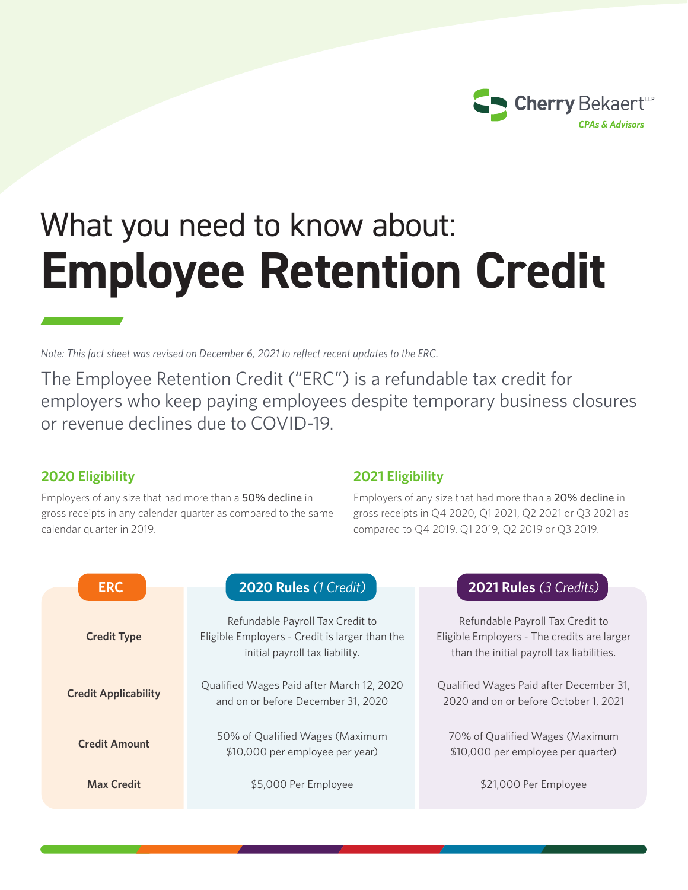Cherry Bekaert LLP
CPAs & Advisors

# What you need to know about: Employee Retention Credit

*Note: This fact sheet was revised on December 6, 2021 to reflect recent updates to the ERC.*

The Employee Retention Credit ("ERC") is a refundable tax credit for employers who keep paying employees despite temporary business closures or revenue declines due to COVID-19.

## 2020 Eligibility

Employers of any size that had more than a **50% decline** in gross receipts in any calendar quarter as compared to the same calendar quarter in 2019.

## 2021 Eligibility

Employers of any size that had more than a **20% decline** in gross receipts in Q4 2020, Q1 2021, Q2 2021 or Q3 2021 as compared to Q4 2019, Q1 2019, Q2 2019 or Q3 2019.

| ERC | 2020 Rules *(1 Credit)* | 2021 Rules *(3 Credits)* |
|---|---|---|
| **Credit Type** | Refundable Payroll Tax Credit to Eligible Employers - Credit is larger than the initial payroll tax liability. | Refundable Payroll Tax Credit to Eligible Employers - The credits are larger than the initial payroll tax liabilities. |
| **Credit Applicability** | Qualified Wages Paid after March 12, 2020 and on or before December 31, 2020 | Qualified Wages Paid after December 31, 2020 and on or before October 1, 2021 |
| **Credit Amount** | 50% of Qualified Wages (Maximum $10,000 per employee per year) | 70% of Qualified Wages (Maximum $10,000 per employee per quarter) |
| **Max Credit** | $5,000 Per Employee | $21,000 Per Employee |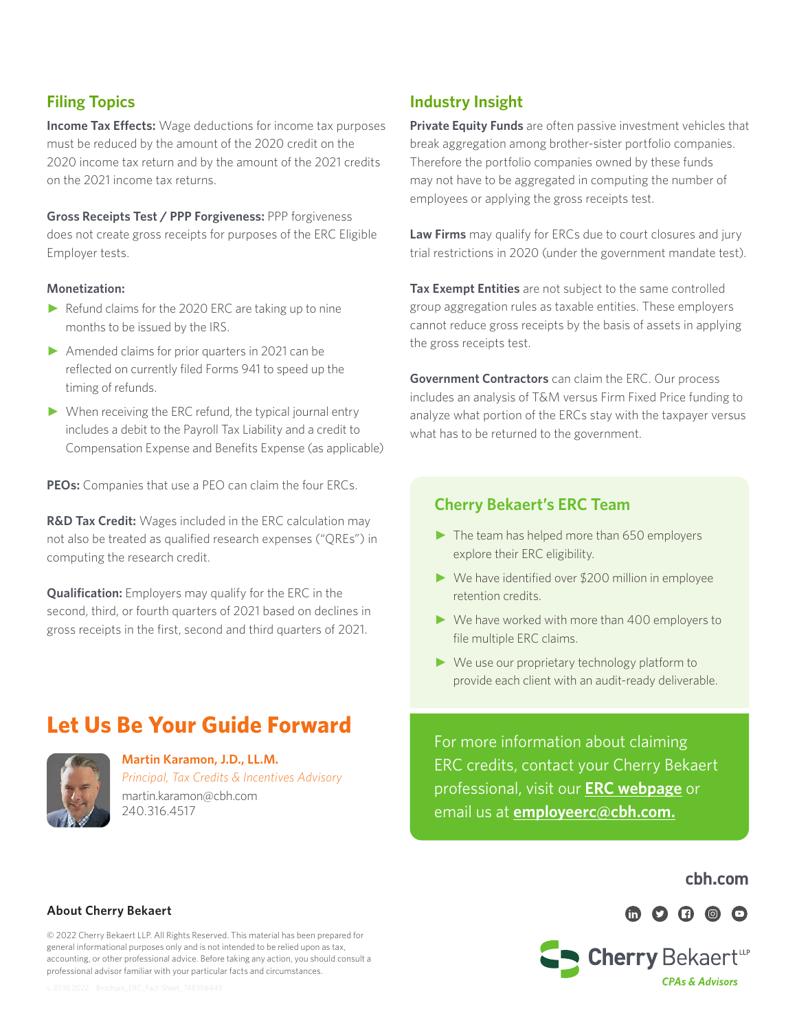## Filing Topics

**Income Tax Effects:** Wage deductions for income tax purposes must be reduced by the amount of the 2020 credit on the 2020 income tax return and by the amount of the 2021 credits on the 2021 income tax returns.

**Gross Receipts Test / PPP Forgiveness:** PPP forgiveness does not create gross receipts for purposes of the ERC Eligible Employer tests.

**Monetization:**

- Refund claims for the 2020 ERC are taking up to nine months to be issued by the IRS.
- Amended claims for prior quarters in 2021 can be reflected on currently filed Forms 941 to speed up the timing of refunds.
- When receiving the ERC refund, the typical journal entry includes a debit to the Payroll Tax Liability and a credit to Compensation Expense and Benefits Expense (as applicable)

**PEOs:** Companies that use a PEO can claim the four ERCs.

**R&D Tax Credit:** Wages included in the ERC calculation may not also be treated as qualified research expenses ("QREs") in computing the research credit.

**Qualification:** Employers may qualify for the ERC in the second, third, or fourth quarters of 2021 based on declines in gross receipts in the first, second and third quarters of 2021.

## Industry Insight

**Private Equity Funds** are often passive investment vehicles that break aggregation among brother-sister portfolio companies. Therefore the portfolio companies owned by these funds may not have to be aggregated in computing the number of employees or applying the gross receipts test.

**Law Firms** may qualify for ERCs due to court closures and jury trial restrictions in 2020 (under the government mandate test).

**Tax Exempt Entities** are not subject to the same controlled group aggregation rules as taxable entities. These employers cannot reduce gross receipts by the basis of assets in applying the gross receipts test.

**Government Contractors** can claim the ERC. Our process includes an analysis of T&M versus Firm Fixed Price funding to analyze what portion of the ERCs stay with the taxpayer versus what has to be returned to the government.

### Cherry Bekaert's ERC Team

- The team has helped more than 650 employers explore their ERC eligibility.
- We have identified over $200 million in employee retention credits.
- We have worked with more than 400 employers to file multiple ERC claims.
- We use our proprietary technology platform to provide each client with an audit-ready deliverable.

For more information about claiming ERC credits, contact your Cherry Bekaert professional, visit our **ERC webpage** or email us at **employeerc@cbh.com.**

# Let Us Be Your Guide Forward

**Martin Karamon, J.D., LL.M.**
*Principal, Tax Credits & Incentives Advisory*
martin.karamon@cbh.com
240.316.4517

cbh.com

Cherry Bekaert LLP
*CPAs & Advisors*

**About Cherry Bekaert**

© 2022 Cherry Bekaert LLP. All Rights Reserved. This material has been prepared for general informational purposes only and is not intended to be relied upon as tax, accounting, or other professional advice. Before taking any action, you should consult a professional advisor familiar with your particular facts and circumstances.

v. 01.10.2022 Brochure_ERC_Fact-Sheet_748356449